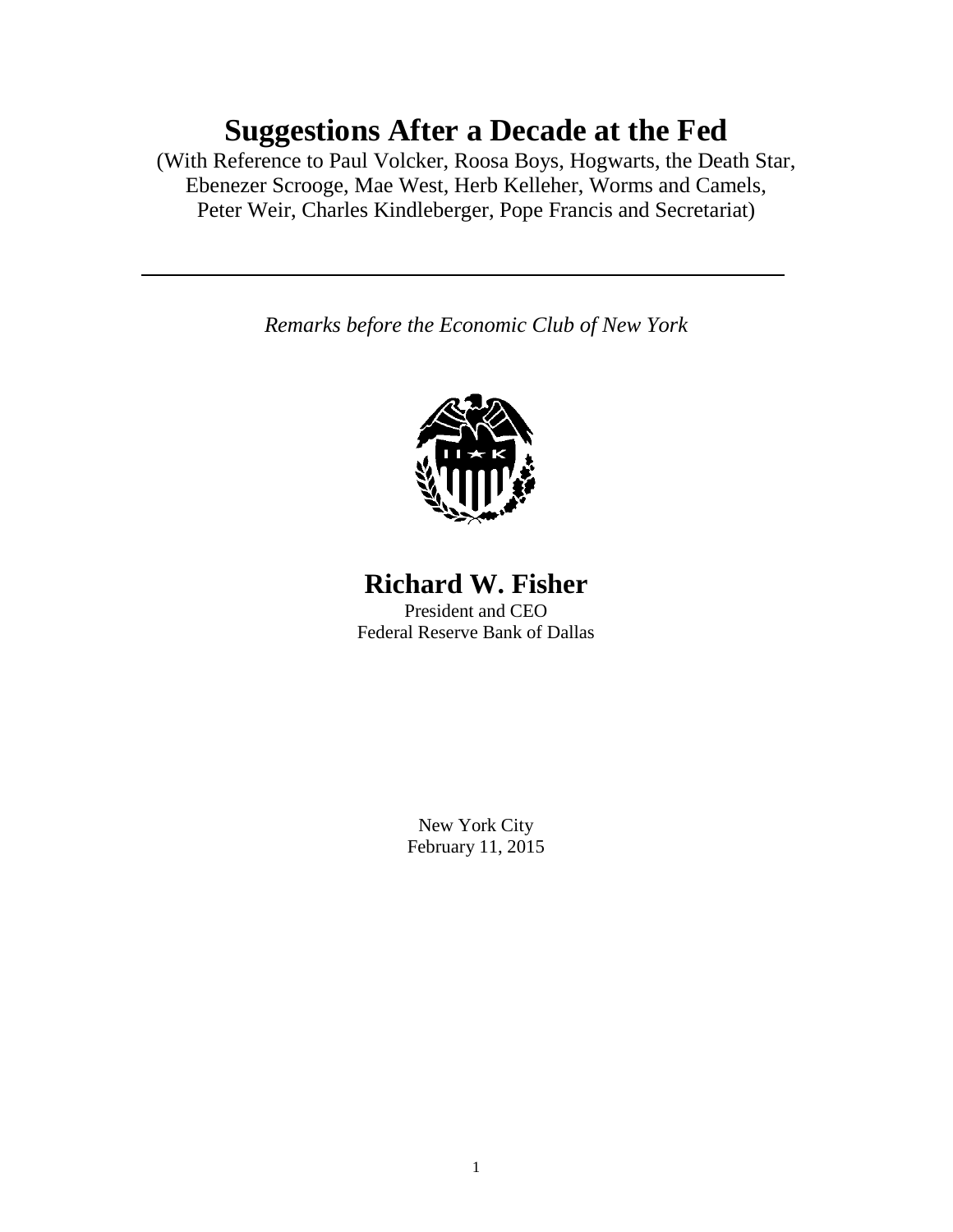# Suggestions After a Decade at the Fed

(With Reference to Paul Volcker, Roosa Boys, Hogwarts, the Death Star, Ebenezer Scrooge, Mae West, Herb Kelleher, Worms and Camels, Peter Weir, Charles Kindleberger, Pope Francis and Secretariat)

---

*Remarks before the Economic Club of New York*

## Richard W. Fisher

President and CEO
Federal Reserve Bank of Dallas

New York City
February 11, 2015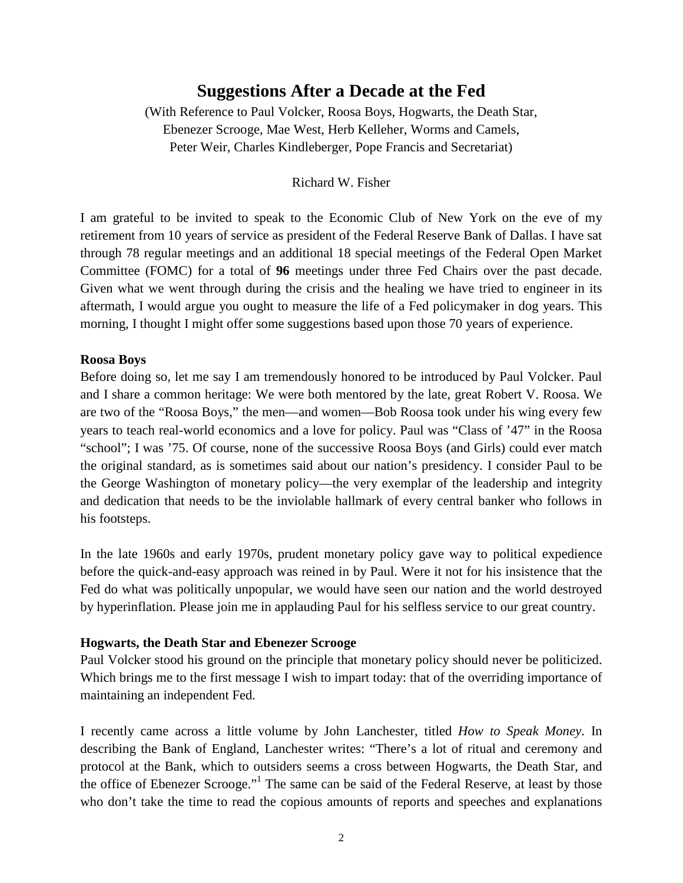# Suggestions After a Decade at the Fed

(With Reference to Paul Volcker, Roosa Boys, Hogwarts, the Death Star, Ebenezer Scrooge, Mae West, Herb Kelleher, Worms and Camels, Peter Weir, Charles Kindleberger, Pope Francis and Secretariat)

Richard W. Fisher

I am grateful to be invited to speak to the Economic Club of New York on the eve of my retirement from 10 years of service as president of the Federal Reserve Bank of Dallas. I have sat through 78 regular meetings and an additional 18 special meetings of the Federal Open Market Committee (FOMC) for a total of **96** meetings under three Fed Chairs over the past decade. Given what we went through during the crisis and the healing we have tried to engineer in its aftermath, I would argue you ought to measure the life of a Fed policymaker in dog years. This morning, I thought I might offer some suggestions based upon those 70 years of experience.

**Roosa Boys**

Before doing so, let me say I am tremendously honored to be introduced by Paul Volcker. Paul and I share a common heritage: We were both mentored by the late, great Robert V. Roosa. We are two of the "Roosa Boys," the men—and women—Bob Roosa took under his wing every few years to teach real-world economics and a love for policy. Paul was "Class of '47" in the Roosa "school"; I was '75. Of course, none of the successive Roosa Boys (and Girls) could ever match the original standard, as is sometimes said about our nation's presidency. I consider Paul to be the George Washington of monetary policy—the very exemplar of the leadership and integrity and dedication that needs to be the inviolable hallmark of every central banker who follows in his footsteps.

In the late 1960s and early 1970s, prudent monetary policy gave way to political expedience before the quick-and-easy approach was reined in by Paul. Were it not for his insistence that the Fed do what was politically unpopular, we would have seen our nation and the world destroyed by hyperinflation. Please join me in applauding Paul for his selfless service to our great country.

**Hogwarts, the Death Star and Ebenezer Scrooge**

Paul Volcker stood his ground on the principle that monetary policy should never be politicized. Which brings me to the first message I wish to impart today: that of the overriding importance of maintaining an independent Fed.

I recently came across a little volume by John Lanchester, titled *How to Speak Money*. In describing the Bank of England, Lanchester writes: "There's a lot of ritual and ceremony and protocol at the Bank, which to outsiders seems a cross between Hogwarts, the Death Star, and the office of Ebenezer Scrooge."[1] The same can be said of the Federal Reserve, at least by those who don't take the time to read the copious amounts of reports and speeches and explanations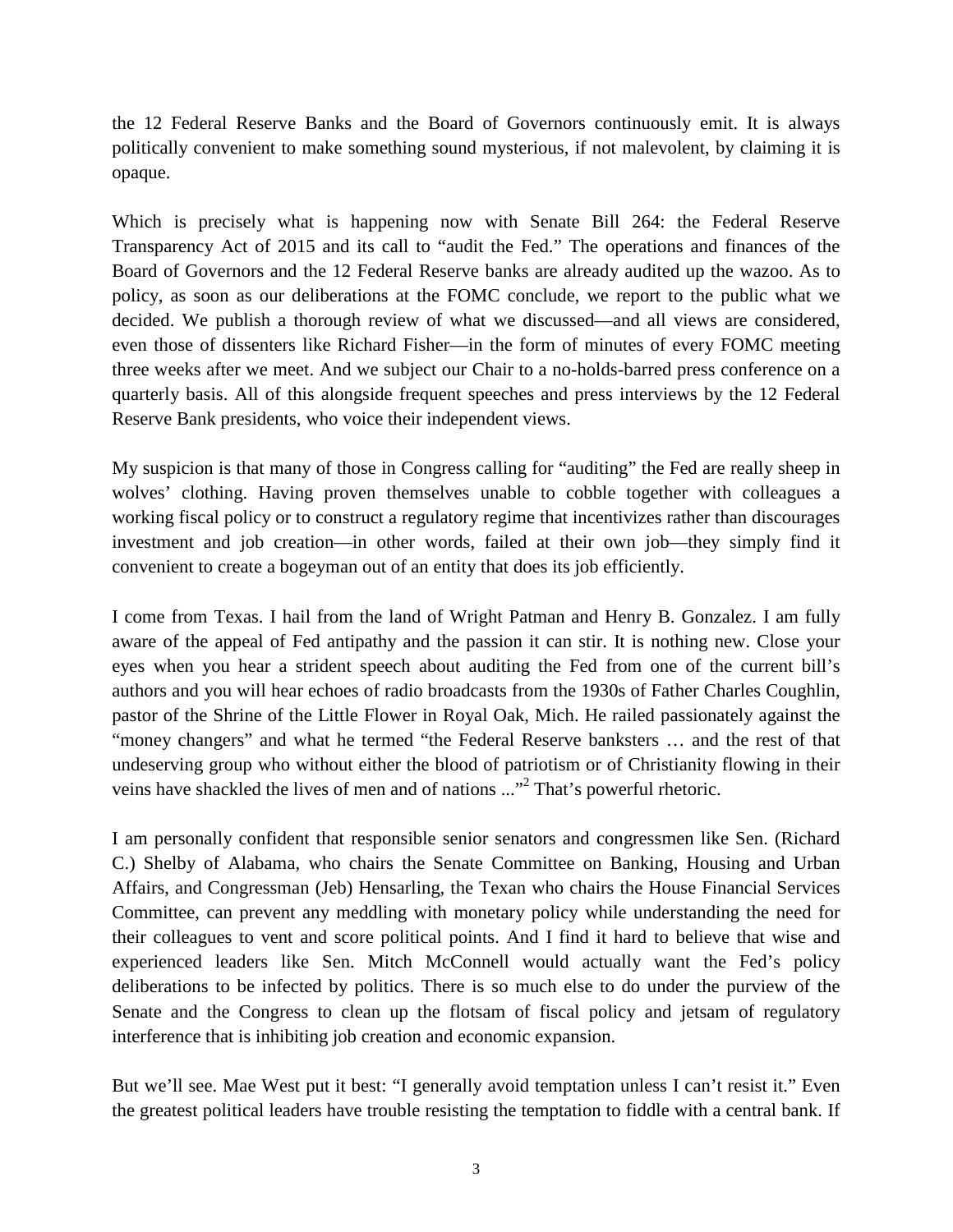the 12 Federal Reserve Banks and the Board of Governors continuously emit. It is always politically convenient to make something sound mysterious, if not malevolent, by claiming it is opaque.

Which is precisely what is happening now with Senate Bill 264: the Federal Reserve Transparency Act of 2015 and its call to "audit the Fed." The operations and finances of the Board of Governors and the 12 Federal Reserve banks are already audited up the wazoo. As to policy, as soon as our deliberations at the FOMC conclude, we report to the public what we decided. We publish a thorough review of what we discussed—and all views are considered, even those of dissenters like Richard Fisher—in the form of minutes of every FOMC meeting three weeks after we meet. And we subject our Chair to a no-holds-barred press conference on a quarterly basis. All of this alongside frequent speeches and press interviews by the 12 Federal Reserve Bank presidents, who voice their independent views.

My suspicion is that many of those in Congress calling for "auditing" the Fed are really sheep in wolves' clothing. Having proven themselves unable to cobble together with colleagues a working fiscal policy or to construct a regulatory regime that incentivizes rather than discourages investment and job creation—in other words, failed at their own job—they simply find it convenient to create a bogeyman out of an entity that does its job efficiently.

I come from Texas. I hail from the land of Wright Patman and Henry B. Gonzalez. I am fully aware of the appeal of Fed antipathy and the passion it can stir. It is nothing new. Close your eyes when you hear a strident speech about auditing the Fed from one of the current bill's authors and you will hear echoes of radio broadcasts from the 1930s of Father Charles Coughlin, pastor of the Shrine of the Little Flower in Royal Oak, Mich. He railed passionately against the "money changers" and what he termed "the Federal Reserve banksters … and the rest of that undeserving group who without either the blood of patriotism or of Christianity flowing in their veins have shackled the lives of men and of nations ..."[2] That's powerful rhetoric.

I am personally confident that responsible senior senators and congressmen like Sen. (Richard C.) Shelby of Alabama, who chairs the Senate Committee on Banking, Housing and Urban Affairs, and Congressman (Jeb) Hensarling, the Texan who chairs the House Financial Services Committee, can prevent any meddling with monetary policy while understanding the need for their colleagues to vent and score political points. And I find it hard to believe that wise and experienced leaders like Sen. Mitch McConnell would actually want the Fed's policy deliberations to be infected by politics. There is so much else to do under the purview of the Senate and the Congress to clean up the flotsam of fiscal policy and jetsam of regulatory interference that is inhibiting job creation and economic expansion.

But we'll see. Mae West put it best: "I generally avoid temptation unless I can't resist it." Even the greatest political leaders have trouble resisting the temptation to fiddle with a central bank. If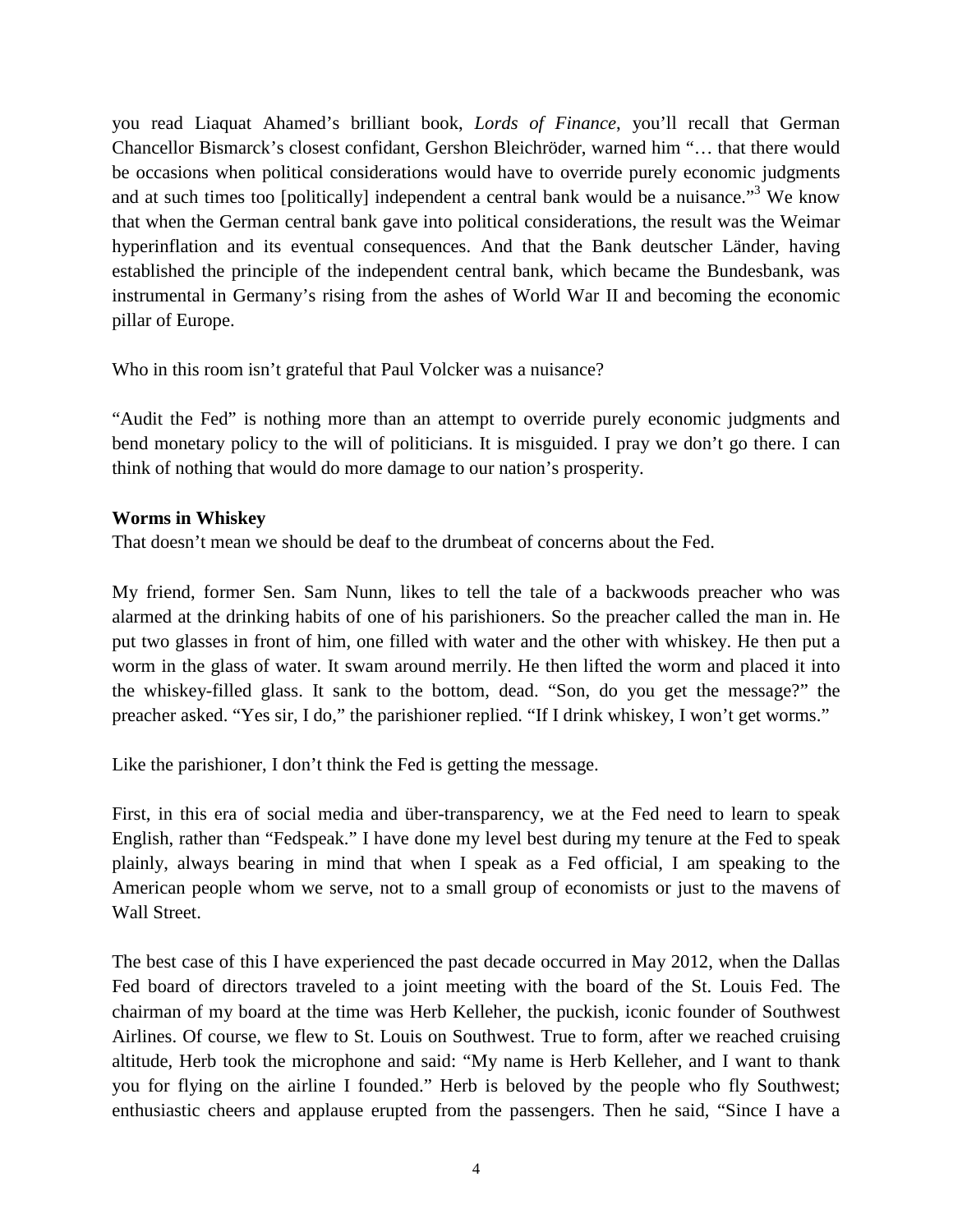you read Liaquat Ahamed's brilliant book, *Lords of Finance*, you'll recall that German Chancellor Bismarck's closest confidant, Gershon Bleichröder, warned him "… that there would be occasions when political considerations would have to override purely economic judgments and at such times too [politically] independent a central bank would be a nuisance."[3] We know that when the German central bank gave into political considerations, the result was the Weimar hyperinflation and its eventual consequences. And that the Bank deutscher Länder, having established the principle of the independent central bank, which became the Bundesbank, was instrumental in Germany's rising from the ashes of World War II and becoming the economic pillar of Europe.

Who in this room isn't grateful that Paul Volcker was a nuisance?

"Audit the Fed" is nothing more than an attempt to override purely economic judgments and bend monetary policy to the will of politicians. It is misguided. I pray we don't go there. I can think of nothing that would do more damage to our nation's prosperity.

**Worms in Whiskey**

That doesn't mean we should be deaf to the drumbeat of concerns about the Fed.

My friend, former Sen. Sam Nunn, likes to tell the tale of a backwoods preacher who was alarmed at the drinking habits of one of his parishioners. So the preacher called the man in. He put two glasses in front of him, one filled with water and the other with whiskey. He then put a worm in the glass of water. It swam around merrily. He then lifted the worm and placed it into the whiskey-filled glass. It sank to the bottom, dead. "Son, do you get the message?" the preacher asked. "Yes sir, I do," the parishioner replied. "If I drink whiskey, I won't get worms."

Like the parishioner, I don't think the Fed is getting the message.

First, in this era of social media and über-transparency, we at the Fed need to learn to speak English, rather than "Fedspeak." I have done my level best during my tenure at the Fed to speak plainly, always bearing in mind that when I speak as a Fed official, I am speaking to the American people whom we serve, not to a small group of economists or just to the mavens of Wall Street.

The best case of this I have experienced the past decade occurred in May 2012, when the Dallas Fed board of directors traveled to a joint meeting with the board of the St. Louis Fed. The chairman of my board at the time was Herb Kelleher, the puckish, iconic founder of Southwest Airlines. Of course, we flew to St. Louis on Southwest. True to form, after we reached cruising altitude, Herb took the microphone and said: "My name is Herb Kelleher, and I want to thank you for flying on the airline I founded." Herb is beloved by the people who fly Southwest; enthusiastic cheers and applause erupted from the passengers. Then he said, "Since I have a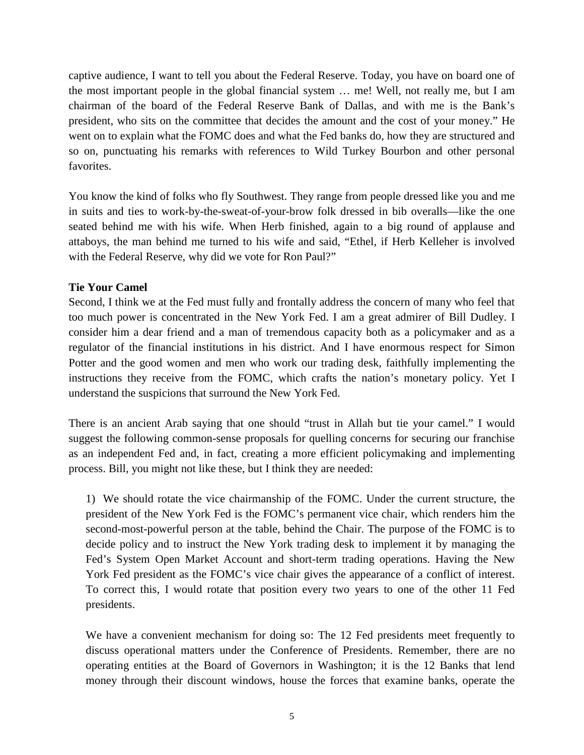captive audience, I want to tell you about the Federal Reserve. Today, you have on board one of the most important people in the global financial system … me! Well, not really me, but I am chairman of the board of the Federal Reserve Bank of Dallas, and with me is the Bank's president, who sits on the committee that decides the amount and the cost of your money." He went on to explain what the FOMC does and what the Fed banks do, how they are structured and so on, punctuating his remarks with references to Wild Turkey Bourbon and other personal favorites.

You know the kind of folks who fly Southwest. They range from people dressed like you and me in suits and ties to work-by-the-sweat-of-your-brow folk dressed in bib overalls—like the one seated behind me with his wife. When Herb finished, again to a big round of applause and attaboys, the man behind me turned to his wife and said, "Ethel, if Herb Kelleher is involved with the Federal Reserve, why did we vote for Ron Paul?"

**Tie Your Camel**

Second, I think we at the Fed must fully and frontally address the concern of many who feel that too much power is concentrated in the New York Fed. I am a great admirer of Bill Dudley. I consider him a dear friend and a man of tremendous capacity both as a policymaker and as a regulator of the financial institutions in his district. And I have enormous respect for Simon Potter and the good women and men who work our trading desk, faithfully implementing the instructions they receive from the FOMC, which crafts the nation's monetary policy. Yet I understand the suspicions that surround the New York Fed.

There is an ancient Arab saying that one should "trust in Allah but tie your camel." I would suggest the following common-sense proposals for quelling concerns for securing our franchise as an independent Fed and, in fact, creating a more efficient policymaking and implementing process. Bill, you might not like these, but I think they are needed:

1) We should rotate the vice chairmanship of the FOMC. Under the current structure, the president of the New York Fed is the FOMC's permanent vice chair, which renders him the second-most-powerful person at the table, behind the Chair. The purpose of the FOMC is to decide policy and to instruct the New York trading desk to implement it by managing the Fed's System Open Market Account and short-term trading operations. Having the New York Fed president as the FOMC's vice chair gives the appearance of a conflict of interest. To correct this, I would rotate that position every two years to one of the other 11 Fed presidents.

We have a convenient mechanism for doing so: The 12 Fed presidents meet frequently to discuss operational matters under the Conference of Presidents. Remember, there are no operating entities at the Board of Governors in Washington; it is the 12 Banks that lend money through their discount windows, house the forces that examine banks, operate the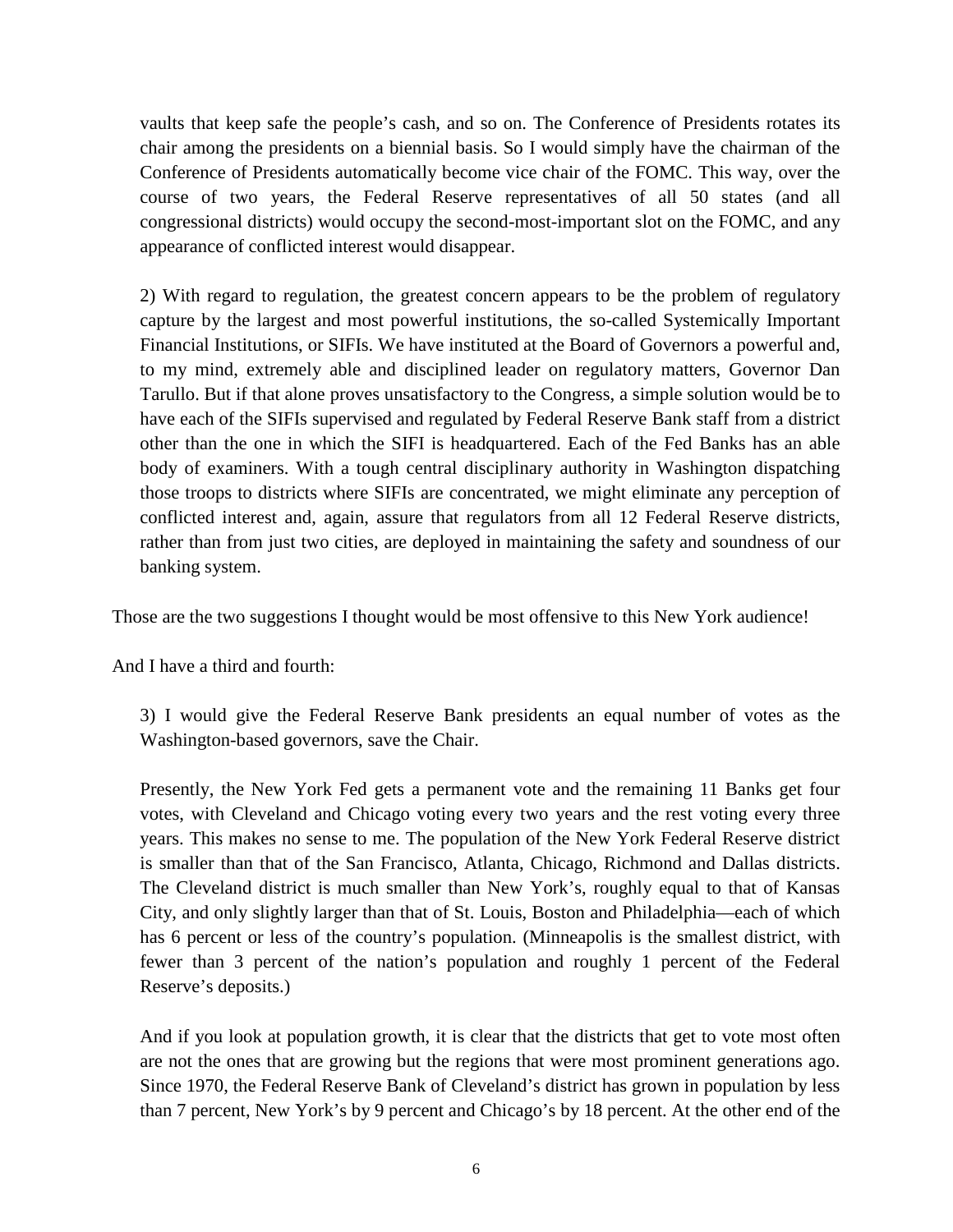vaults that keep safe the people's cash, and so on. The Conference of Presidents rotates its chair among the presidents on a biennial basis. So I would simply have the chairman of the Conference of Presidents automatically become vice chair of the FOMC. This way, over the course of two years, the Federal Reserve representatives of all 50 states (and all congressional districts) would occupy the second-most-important slot on the FOMC, and any appearance of conflicted interest would disappear.

2) With regard to regulation, the greatest concern appears to be the problem of regulatory capture by the largest and most powerful institutions, the so-called Systemically Important Financial Institutions, or SIFIs. We have instituted at the Board of Governors a powerful and, to my mind, extremely able and disciplined leader on regulatory matters, Governor Dan Tarullo. But if that alone proves unsatisfactory to the Congress, a simple solution would be to have each of the SIFIs supervised and regulated by Federal Reserve Bank staff from a district other than the one in which the SIFI is headquartered. Each of the Fed Banks has an able body of examiners. With a tough central disciplinary authority in Washington dispatching those troops to districts where SIFIs are concentrated, we might eliminate any perception of conflicted interest and, again, assure that regulators from all 12 Federal Reserve districts, rather than from just two cities, are deployed in maintaining the safety and soundness of our banking system.

Those are the two suggestions I thought would be most offensive to this New York audience!

And I have a third and fourth:

3) I would give the Federal Reserve Bank presidents an equal number of votes as the Washington-based governors, save the Chair.

Presently, the New York Fed gets a permanent vote and the remaining 11 Banks get four votes, with Cleveland and Chicago voting every two years and the rest voting every three years. This makes no sense to me. The population of the New York Federal Reserve district is smaller than that of the San Francisco, Atlanta, Chicago, Richmond and Dallas districts. The Cleveland district is much smaller than New York's, roughly equal to that of Kansas City, and only slightly larger than that of St. Louis, Boston and Philadelphia—each of which has 6 percent or less of the country's population. (Minneapolis is the smallest district, with fewer than 3 percent of the nation's population and roughly 1 percent of the Federal Reserve's deposits.)

And if you look at population growth, it is clear that the districts that get to vote most often are not the ones that are growing but the regions that were most prominent generations ago. Since 1970, the Federal Reserve Bank of Cleveland's district has grown in population by less than 7 percent, New York's by 9 percent and Chicago's by 18 percent. At the other end of the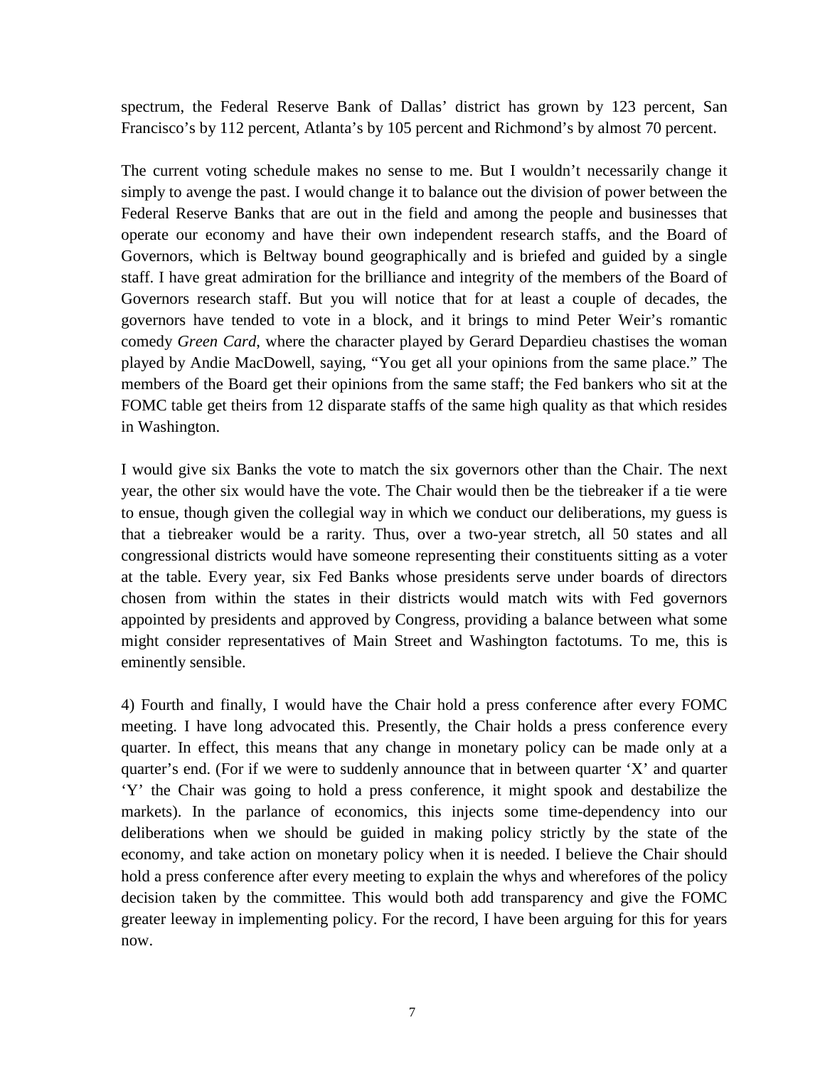spectrum, the Federal Reserve Bank of Dallas' district has grown by 123 percent, San Francisco's by 112 percent, Atlanta's by 105 percent and Richmond's by almost 70 percent.

The current voting schedule makes no sense to me. But I wouldn't necessarily change it simply to avenge the past. I would change it to balance out the division of power between the Federal Reserve Banks that are out in the field and among the people and businesses that operate our economy and have their own independent research staffs, and the Board of Governors, which is Beltway bound geographically and is briefed and guided by a single staff. I have great admiration for the brilliance and integrity of the members of the Board of Governors research staff. But you will notice that for at least a couple of decades, the governors have tended to vote in a block, and it brings to mind Peter Weir's romantic comedy *Green Card*, where the character played by Gerard Depardieu chastises the woman played by Andie MacDowell, saying, "You get all your opinions from the same place." The members of the Board get their opinions from the same staff; the Fed bankers who sit at the FOMC table get theirs from 12 disparate staffs of the same high quality as that which resides in Washington.

I would give six Banks the vote to match the six governors other than the Chair. The next year, the other six would have the vote. The Chair would then be the tiebreaker if a tie were to ensue, though given the collegial way in which we conduct our deliberations, my guess is that a tiebreaker would be a rarity. Thus, over a two-year stretch, all 50 states and all congressional districts would have someone representing their constituents sitting as a voter at the table. Every year, six Fed Banks whose presidents serve under boards of directors chosen from within the states in their districts would match wits with Fed governors appointed by presidents and approved by Congress, providing a balance between what some might consider representatives of Main Street and Washington factotums. To me, this is eminently sensible.

4) Fourth and finally, I would have the Chair hold a press conference after every FOMC meeting. I have long advocated this. Presently, the Chair holds a press conference every quarter. In effect, this means that any change in monetary policy can be made only at a quarter's end. (For if we were to suddenly announce that in between quarter 'X' and quarter 'Y' the Chair was going to hold a press conference, it might spook and destabilize the markets). In the parlance of economics, this injects some time-dependency into our deliberations when we should be guided in making policy strictly by the state of the economy, and take action on monetary policy when it is needed. I believe the Chair should hold a press conference after every meeting to explain the whys and wherefores of the policy decision taken by the committee. This would both add transparency and give the FOMC greater leeway in implementing policy. For the record, I have been arguing for this for years now.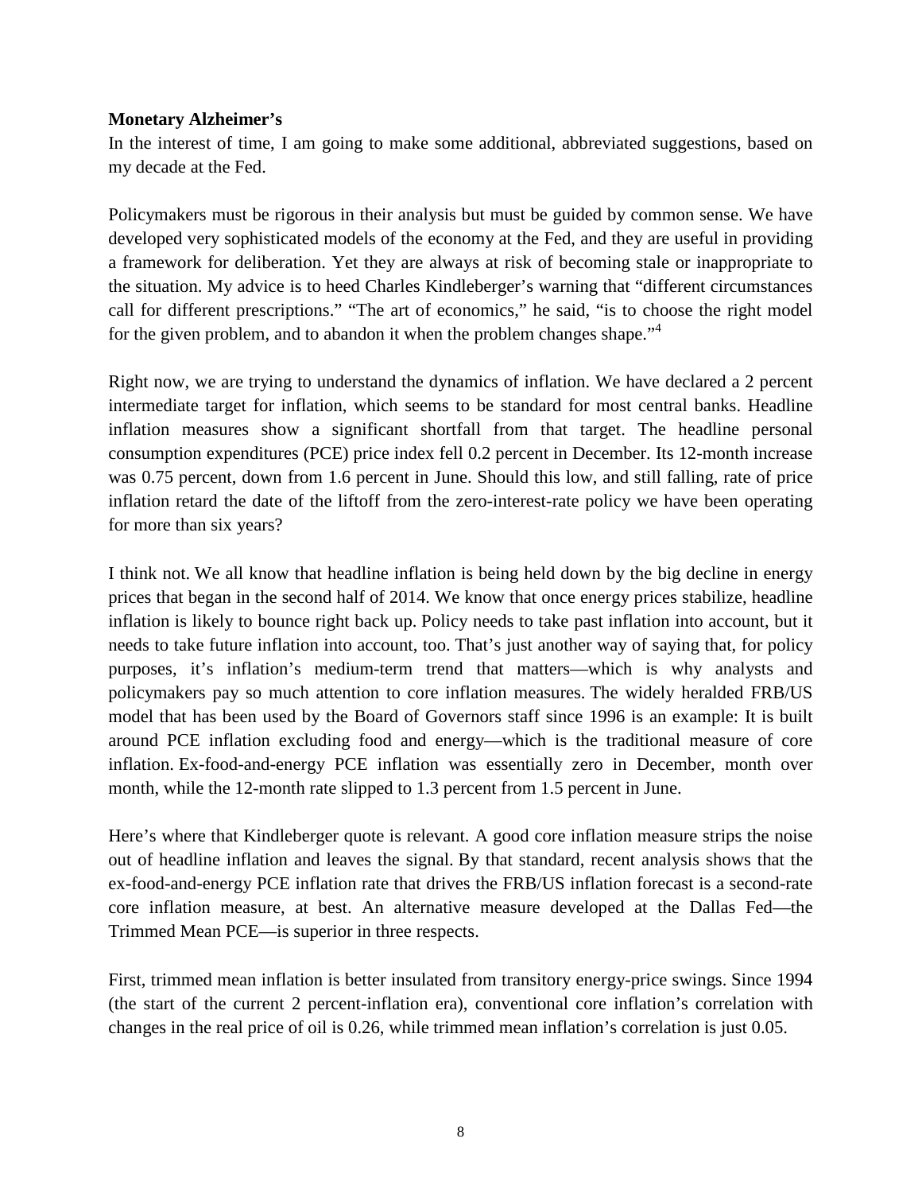**Monetary Alzheimer's**

In the interest of time, I am going to make some additional, abbreviated suggestions, based on my decade at the Fed.

Policymakers must be rigorous in their analysis but must be guided by common sense. We have developed very sophisticated models of the economy at the Fed, and they are useful in providing a framework for deliberation. Yet they are always at risk of becoming stale or inappropriate to the situation. My advice is to heed Charles Kindleberger's warning that "different circumstances call for different prescriptions." "The art of economics," he said, "is to choose the right model for the given problem, and to abandon it when the problem changes shape."[4]

Right now, we are trying to understand the dynamics of inflation. We have declared a 2 percent intermediate target for inflation, which seems to be standard for most central banks. Headline inflation measures show a significant shortfall from that target. The headline personal consumption expenditures (PCE) price index fell 0.2 percent in December. Its 12-month increase was 0.75 percent, down from 1.6 percent in June. Should this low, and still falling, rate of price inflation retard the date of the liftoff from the zero-interest-rate policy we have been operating for more than six years?

I think not. We all know that headline inflation is being held down by the big decline in energy prices that began in the second half of 2014. We know that once energy prices stabilize, headline inflation is likely to bounce right back up. Policy needs to take past inflation into account, but it needs to take future inflation into account, too. That's just another way of saying that, for policy purposes, it's inflation's medium-term trend that matters—which is why analysts and policymakers pay so much attention to core inflation measures. The widely heralded FRB/US model that has been used by the Board of Governors staff since 1996 is an example: It is built around PCE inflation excluding food and energy—which is the traditional measure of core inflation. Ex-food-and-energy PCE inflation was essentially zero in December, month over month, while the 12-month rate slipped to 1.3 percent from 1.5 percent in June.

Here's where that Kindleberger quote is relevant. A good core inflation measure strips the noise out of headline inflation and leaves the signal. By that standard, recent analysis shows that the ex-food-and-energy PCE inflation rate that drives the FRB/US inflation forecast is a second-rate core inflation measure, at best. An alternative measure developed at the Dallas Fed—the Trimmed Mean PCE—is superior in three respects.

First, trimmed mean inflation is better insulated from transitory energy-price swings. Since 1994 (the start of the current 2 percent-inflation era), conventional core inflation's correlation with changes in the real price of oil is 0.26, while trimmed mean inflation's correlation is just 0.05.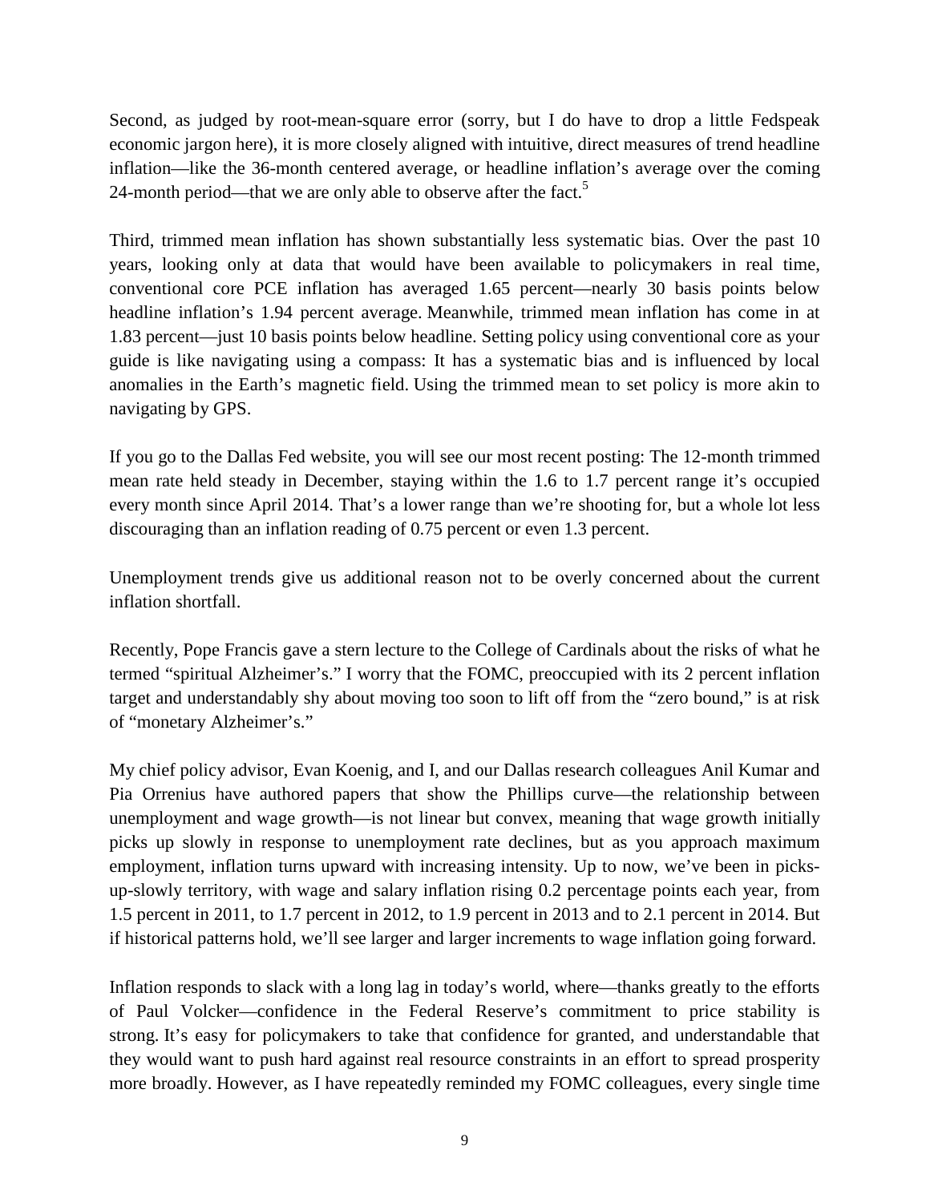Second, as judged by root-mean-square error (sorry, but I do have to drop a little Fedspeak economic jargon here), it is more closely aligned with intuitive, direct measures of trend headline inflation—like the 36-month centered average, or headline inflation's average over the coming 24-month period—that we are only able to observe after the fact.[5]

Third, trimmed mean inflation has shown substantially less systematic bias. Over the past 10 years, looking only at data that would have been available to policymakers in real time, conventional core PCE inflation has averaged 1.65 percent—nearly 30 basis points below headline inflation's 1.94 percent average. Meanwhile, trimmed mean inflation has come in at 1.83 percent—just 10 basis points below headline. Setting policy using conventional core as your guide is like navigating using a compass: It has a systematic bias and is influenced by local anomalies in the Earth's magnetic field. Using the trimmed mean to set policy is more akin to navigating by GPS.

If you go to the Dallas Fed website, you will see our most recent posting: The 12-month trimmed mean rate held steady in December, staying within the 1.6 to 1.7 percent range it's occupied every month since April 2014. That's a lower range than we're shooting for, but a whole lot less discouraging than an inflation reading of 0.75 percent or even 1.3 percent.

Unemployment trends give us additional reason not to be overly concerned about the current inflation shortfall.

Recently, Pope Francis gave a stern lecture to the College of Cardinals about the risks of what he termed "spiritual Alzheimer's." I worry that the FOMC, preoccupied with its 2 percent inflation target and understandably shy about moving too soon to lift off from the "zero bound," is at risk of "monetary Alzheimer's."

My chief policy advisor, Evan Koenig, and I, and our Dallas research colleagues Anil Kumar and Pia Orrenius have authored papers that show the Phillips curve—the relationship between unemployment and wage growth—is not linear but convex, meaning that wage growth initially picks up slowly in response to unemployment rate declines, but as you approach maximum employment, inflation turns upward with increasing intensity. Up to now, we've been in picks-up-slowly territory, with wage and salary inflation rising 0.2 percentage points each year, from 1.5 percent in 2011, to 1.7 percent in 2012, to 1.9 percent in 2013 and to 2.1 percent in 2014. But if historical patterns hold, we'll see larger and larger increments to wage inflation going forward.

Inflation responds to slack with a long lag in today's world, where—thanks greatly to the efforts of Paul Volcker—confidence in the Federal Reserve's commitment to price stability is strong. It's easy for policymakers to take that confidence for granted, and understandable that they would want to push hard against real resource constraints in an effort to spread prosperity more broadly. However, as I have repeatedly reminded my FOMC colleagues, every single time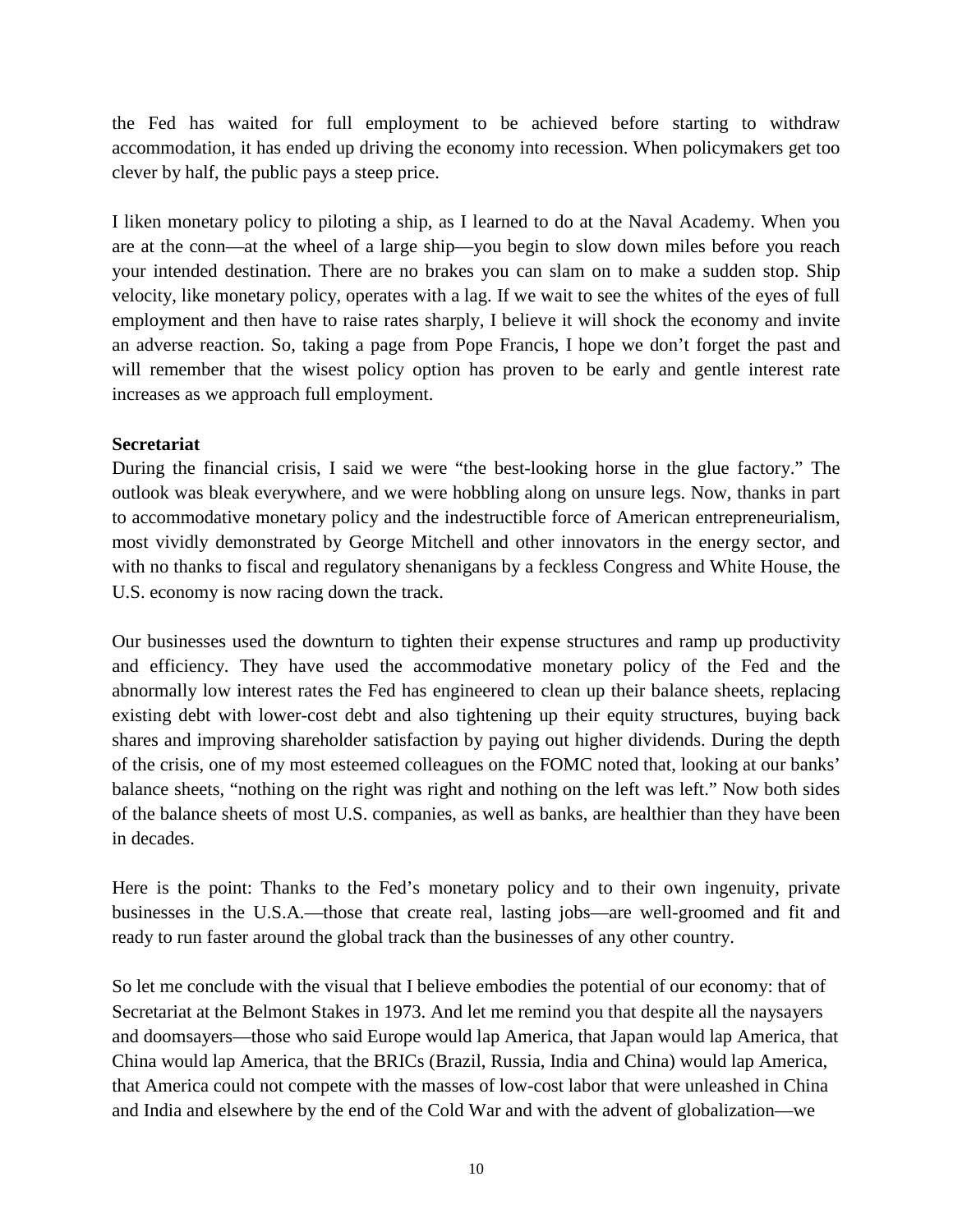the Fed has waited for full employment to be achieved before starting to withdraw accommodation, it has ended up driving the economy into recession. When policymakers get too clever by half, the public pays a steep price.

I liken monetary policy to piloting a ship, as I learned to do at the Naval Academy. When you are at the conn—at the wheel of a large ship—you begin to slow down miles before you reach your intended destination. There are no brakes you can slam on to make a sudden stop. Ship velocity, like monetary policy, operates with a lag. If we wait to see the whites of the eyes of full employment and then have to raise rates sharply, I believe it will shock the economy and invite an adverse reaction. So, taking a page from Pope Francis, I hope we don't forget the past and will remember that the wisest policy option has proven to be early and gentle interest rate increases as we approach full employment.

**Secretariat**

During the financial crisis, I said we were "the best-looking horse in the glue factory." The outlook was bleak everywhere, and we were hobbling along on unsure legs. Now, thanks in part to accommodative monetary policy and the indestructible force of American entrepreneurialism, most vividly demonstrated by George Mitchell and other innovators in the energy sector, and with no thanks to fiscal and regulatory shenanigans by a feckless Congress and White House, the U.S. economy is now racing down the track.

Our businesses used the downturn to tighten their expense structures and ramp up productivity and efficiency. They have used the accommodative monetary policy of the Fed and the abnormally low interest rates the Fed has engineered to clean up their balance sheets, replacing existing debt with lower-cost debt and also tightening up their equity structures, buying back shares and improving shareholder satisfaction by paying out higher dividends. During the depth of the crisis, one of my most esteemed colleagues on the FOMC noted that, looking at our banks' balance sheets, "nothing on the right was right and nothing on the left was left." Now both sides of the balance sheets of most U.S. companies, as well as banks, are healthier than they have been in decades.

Here is the point: Thanks to the Fed's monetary policy and to their own ingenuity, private businesses in the U.S.A.—those that create real, lasting jobs—are well-groomed and fit and ready to run faster around the global track than the businesses of any other country.

So let me conclude with the visual that I believe embodies the potential of our economy: that of Secretariat at the Belmont Stakes in 1973. And let me remind you that despite all the naysayers and doomsayers—those who said Europe would lap America, that Japan would lap America, that China would lap America, that the BRICs (Brazil, Russia, India and China) would lap America, that America could not compete with the masses of low-cost labor that were unleashed in China and India and elsewhere by the end of the Cold War and with the advent of globalization—we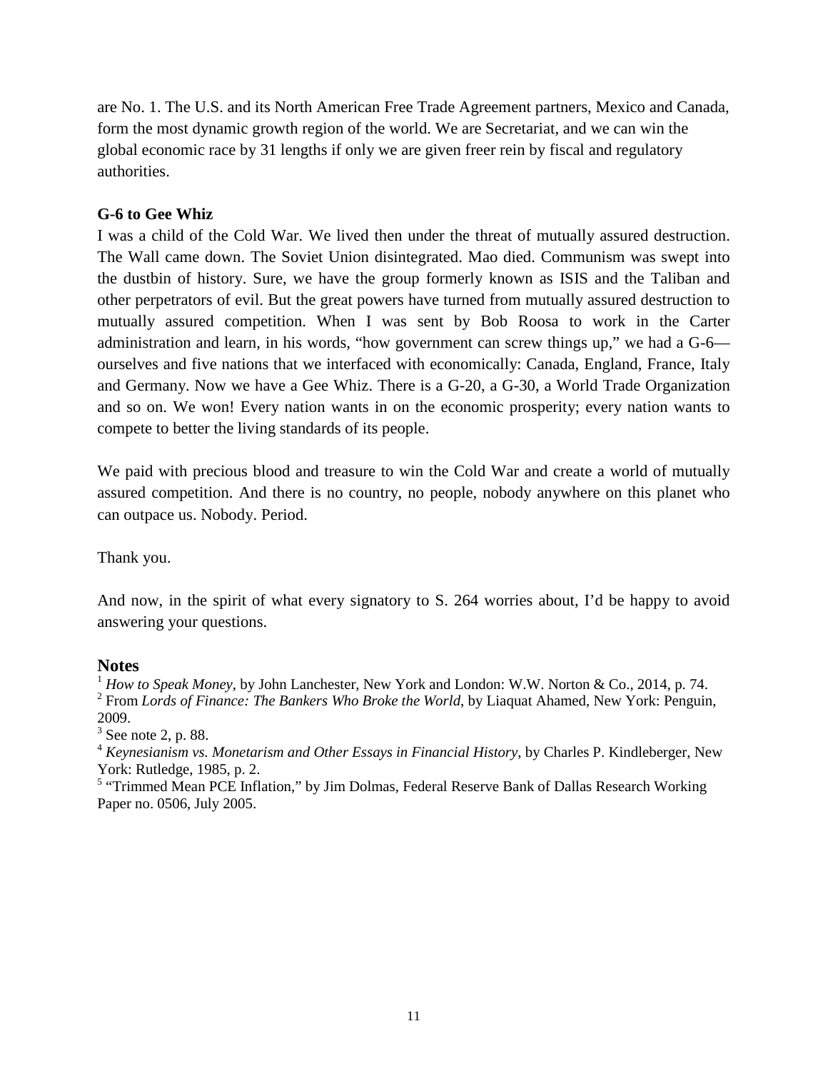are No. 1. The U.S. and its North American Free Trade Agreement partners, Mexico and Canada, form the most dynamic growth region of the world. We are Secretariat, and we can win the global economic race by 31 lengths if only we are given freer rein by fiscal and regulatory authorities.

**G-6 to Gee Whiz**

I was a child of the Cold War. We lived then under the threat of mutually assured destruction. The Wall came down. The Soviet Union disintegrated. Mao died. Communism was swept into the dustbin of history. Sure, we have the group formerly known as ISIS and the Taliban and other perpetrators of evil. But the great powers have turned from mutually assured destruction to mutually assured competition. When I was sent by Bob Roosa to work in the Carter administration and learn, in his words, "how government can screw things up," we had a G-6—ourselves and five nations that we interfaced with economically: Canada, England, France, Italy and Germany. Now we have a Gee Whiz. There is a G-20, a G-30, a World Trade Organization and so on. We won! Every nation wants in on the economic prosperity; every nation wants to compete to better the living standards of its people.

We paid with precious blood and treasure to win the Cold War and create a world of mutually assured competition. And there is no country, no people, nobody anywhere on this planet who can outpace us. Nobody. Period.

Thank you.

And now, in the spirit of what every signatory to S. 264 worries about, I'd be happy to avoid answering your questions.

## Notes

[1] *How to Speak Money*, by John Lanchester, New York and London: W.W. Norton & Co., 2014, p. 74.
[2] From *Lords of Finance: The Bankers Who Broke the World*, by Liaquat Ahamed, New York: Penguin, 2009.
[3] See note 2, p. 88.
[4] *Keynesianism vs. Monetarism and Other Essays in Financial History*, by Charles P. Kindleberger, New York: Rutledge, 1985, p. 2.
[5] "Trimmed Mean PCE Inflation," by Jim Dolmas, Federal Reserve Bank of Dallas Research Working Paper no. 0506, July 2005.